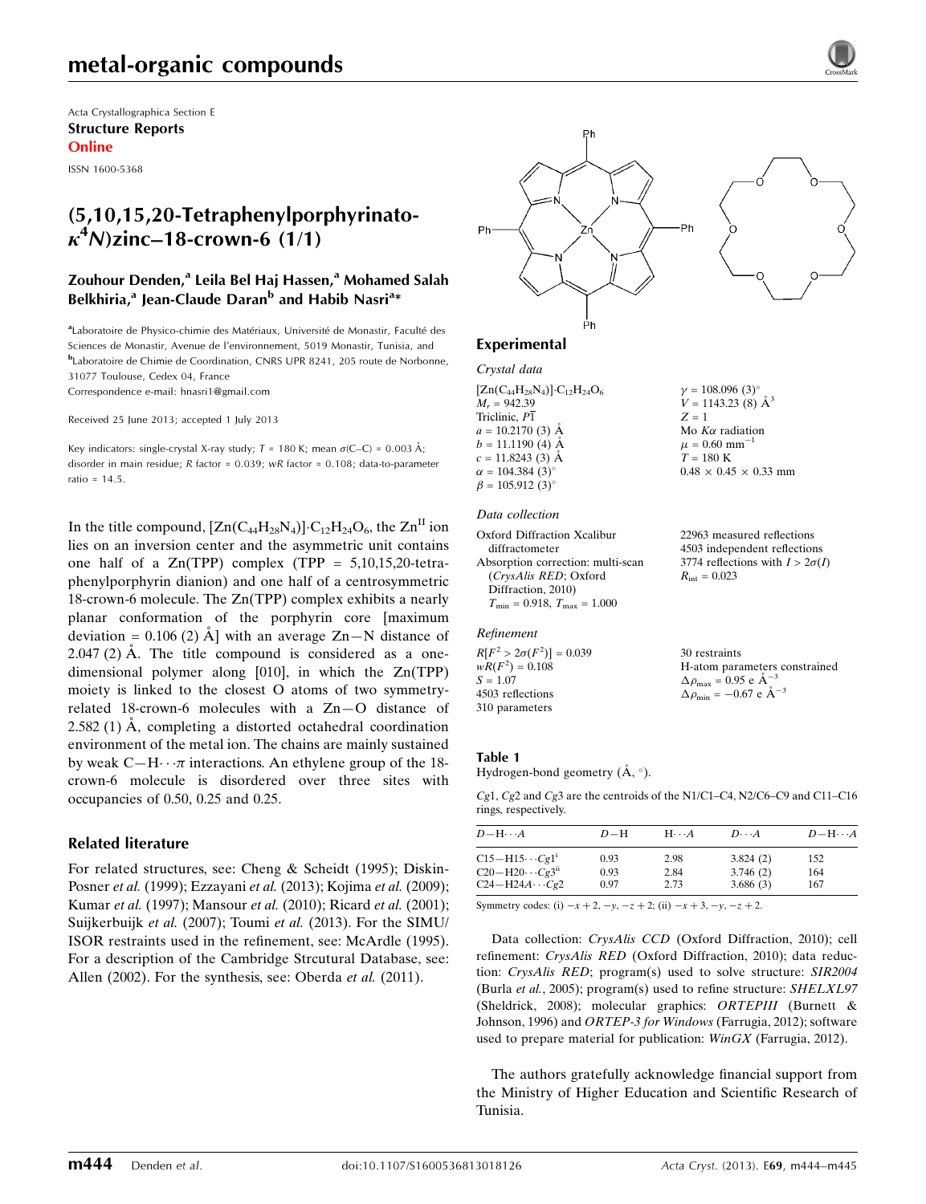# metal-organic compounds

Acta Crystallographica Section E
**Structure Reports**
**Online**

ISSN 1600-5368

## (5,10,15,20-Tetraphenylporphyrinato-$\kappa^4N$)zinc–18-crown-6 (1/1)

**Zouhour Denden,[a] Leila Bel Haj Hassen,[a] Mohamed Salah Belkhiria,[a] Jean-Claude Daran[b] and Habib Nasri[a]***

[a]Laboratoire de Physico-chimie des Matériaux, Université de Monastir, Faculté des Sciences de Monastir, Avenue de l'environnement, 5019 Monastir, Tunisia, and [b]Laboratoire de Chimie de Coordination, CNRS UPR 8241, 205 route de Norbonne, 31077 Toulouse, Cedex 04, France
Correspondence e-mail: hnasri1@gmail.com

Received 25 June 2013; accepted 1 July 2013

Key indicators: single-crystal X-ray study; $T$ = 180 K; mean $\sigma$(C–C) = 0.003 Å; disorder in main residue; $R$ factor = 0.039; $wR$ factor = 0.108; data-to-parameter ratio = 14.5.

In the title compound, $[Zn(C_{44}H_{28}N_4)]\cdot C_{12}H_{24}O_6$, the $Zn^{II}$ ion lies on an inversion center and the asymmetric unit contains one half of a Zn(TPP) complex (TPP = 5,10,15,20-tetraphenylporphyrin dianion) and one half of a centrosymmetric 18-crown-6 molecule. The Zn(TPP) complex exhibits a nearly planar conformation of the porphyrin core [maximum deviation = 0.106 (2) Å] with an average Zn—N distance of 2.047 (2) Å. The title compound is considered as a one-dimensional polymer along [010], in which the Zn(TPP) moiety is linked to the closest O atoms of two symmetry-related 18-crown-6 molecules with a Zn—O distance of 2.582 (1) Å, completing a distorted octahedral coordination environment of the metal ion. The chains are mainly sustained by weak C—H$\cdots\pi$ interactions. An ethylene group of the 18-crown-6 molecule is disordered over three sites with occupancies of 0.50, 0.25 and 0.25.

### Related literature

For related structures, see: Cheng & Scheidt (1995); Diskin-Posner *et al.* (1999); Ezzayani *et al.* (2013); Kojima *et al.* (2009); Kumar *et al.* (1997); Mansour *et al.* (2010); Ricard *et al.* (2001); Suijkerbuijk *et al.* (2007); Toumi *et al.* (2013). For the SIMU/ISOR restraints used in the refinement, see: McArdle (1995). For a description of the Cambridge Strcutural Database, see: Allen (2002). For the synthesis, see: Oberda *et al.* (2011).

### Experimental

#### Crystal data

$[Zn(C_{44}H_{28}N_4)]\cdot C_{12}H_{24}O_6$
$M_r$ = 942.39
Triclinic, $P\bar{1}$
$a$ = 10.2170 (3) Å
$b$ = 11.1190 (4) Å
$c$ = 11.8243 (3) Å
$\alpha$ = 104.384 (3)°
$\beta$ = 105.912 (3)°
$\gamma$ = 108.096 (3)°
$V$ = 1143.23 (8) Å$^3$
$Z$ = 1
Mo $K\alpha$ radiation
$\mu$ = 0.60 mm$^{-1}$
$T$ = 180 K
0.48 × 0.45 × 0.33 mm

#### Data collection

Oxford Diffraction Xcalibur diffractometer
Absorption correction: multi-scan (*CrysAlis RED*; Oxford Diffraction, 2010)
$T_{min}$ = 0.918, $T_{max}$ = 1.000
22963 measured reflections
4503 independent reflections
3774 reflections with $I > 2\sigma(I)$
$R_{int}$ = 0.023

#### Refinement

$R[F^2 > 2\sigma(F^2)]$ = 0.039
$wR(F^2)$ = 0.108
$S$ = 1.07
4503 reflections
310 parameters
30 restraints
H-atom parameters constrained
$\Delta\rho_{max}$ = 0.95 e Å$^{-3}$
$\Delta\rho_{min}$ = −0.67 e Å$^{-3}$

**Table 1**
Hydrogen-bond geometry (Å, °).

*Cg*1, *Cg*2 and *Cg*3 are the centroids of the N1/C1–C4, N2/C6–C9 and C11–C16 rings, respectively.

| $D$—H$\cdots A$ | $D$—H | H$\cdots A$ | $D\cdots A$ | $D$—H$\cdots A$ |
|---|---|---|---|---|
| C15—H15$\cdots Cg1^{i}$ | 0.93 | 2.98 | 3.824 (2) | 152 |
| C20—H20$\cdots Cg3^{ii}$ | 0.93 | 2.84 | 3.746 (2) | 164 |
| C24—H24$A\cdots Cg2$ | 0.97 | 2.73 | 3.686 (3) | 167 |

Symmetry codes: (i) $-x+2, -y, -z+2$; (ii) $-x+3, -y, -z+2$.

Data collection: *CrysAlis CCD* (Oxford Diffraction, 2010); cell refinement: *CrysAlis RED* (Oxford Diffraction, 2010); data reduction: *CrysAlis RED*; program(s) used to solve structure: *SIR2004* (Burla *et al.*, 2005); program(s) used to refine structure: *SHELXL97* (Sheldrick, 2008); molecular graphics: *ORTEPIII* (Burnett & Johnson, 1996) and *ORTEP-3 for Windows* (Farrugia, 2012); software used to prepare material for publication: *WinGX* (Farrugia, 2012).

The authors gratefully acknowledge financial support from the Ministry of Higher Education and Scientific Research of Tunisia.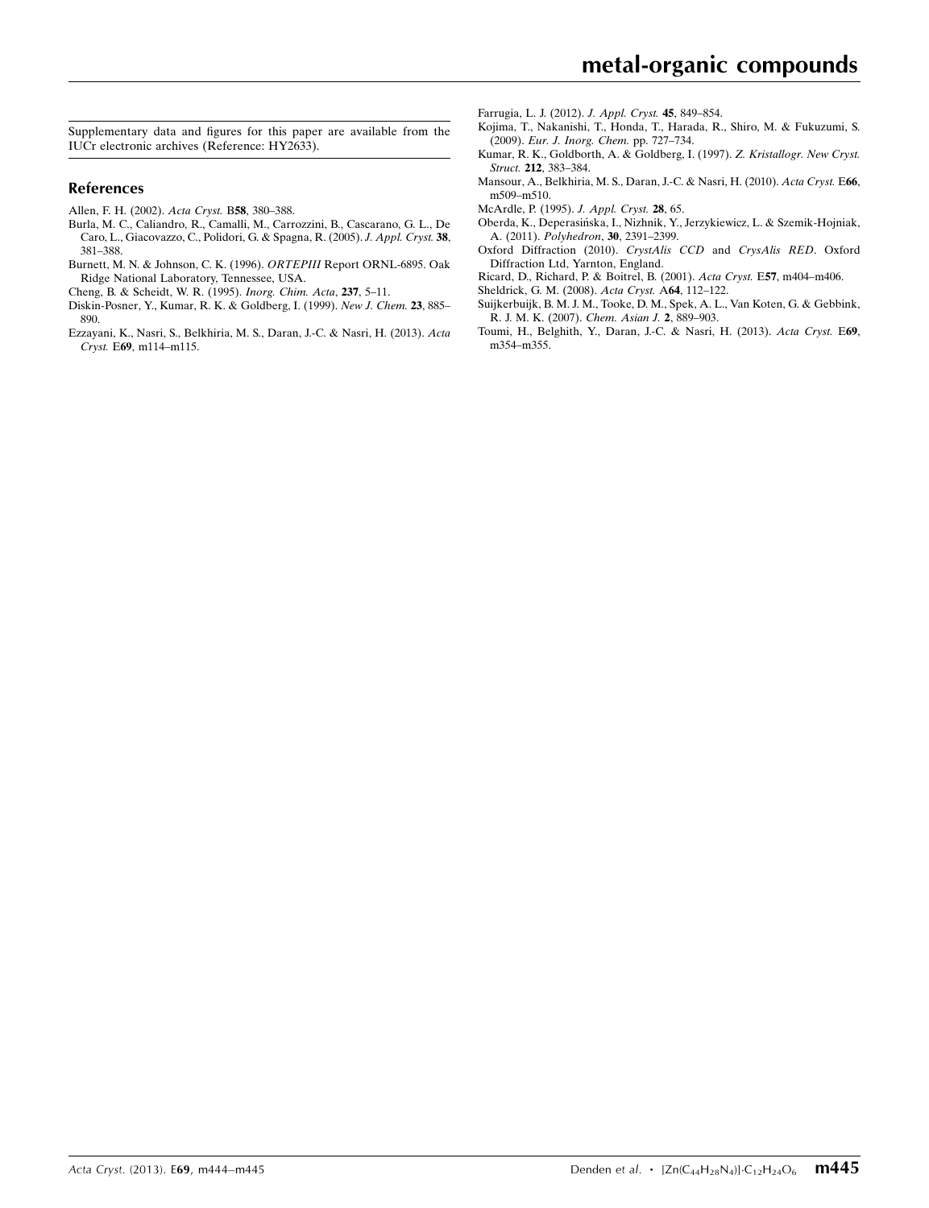Supplementary data and figures for this paper are available from the IUCr electronic archives (Reference: HY2633).

## References

Allen, F. H. (2002). *Acta Cryst.* B**58**, 380–388.

Burla, M. C., Caliandro, R., Camalli, M., Carrozzini, B., Cascarano, G. L., De Caro, L., Giacovazzo, C., Polidori, G. & Spagna, R. (2005). *J. Appl. Cryst.* **38**, 381–388.

Burnett, M. N. & Johnson, C. K. (1996). *ORTEPIII* Report ORNL-6895. Oak Ridge National Laboratory, Tennessee, USA.

Cheng, B. & Scheidt, W. R. (1995). *Inorg. Chim. Acta*, **237**, 5–11.

Diskin-Posner, Y., Kumar, R. K. & Goldberg, I. (1999). *New J. Chem.* **23**, 885–890.

Ezzayani, K., Nasri, S., Belkhiria, M. S., Daran, J.-C. & Nasri, H. (2013). *Acta Cryst.* E**69**, m114–m115.

Farrugia, L. J. (2012). *J. Appl. Cryst.* **45**, 849–854.

Kojima, T., Nakanishi, T., Honda, T., Harada, R., Shiro, M. & Fukuzumi, S. (2009). *Eur. J. Inorg. Chem.* pp. 727–734.

Kumar, R. K., Goldborth, A. & Goldberg, I. (1997). *Z. Kristallogr. New Cryst. Struct.* **212**, 383–384.

Mansour, A., Belkhiria, M. S., Daran, J.-C. & Nasri, H. (2010). *Acta Cryst.* E**66**, m509–m510.

McArdle, P. (1995). *J. Appl. Cryst.* **28**, 65.

Oberda, K., Deperasińska, I., Nizhnik, Y., Jerzykiewicz, L. & Szemik-Hojniak, A. (2011). *Polyhedron*, **30**, 2391–2399.

Oxford Diffraction (2010). *CrystAlis CCD* and *CrysAlis RED*. Oxford Diffraction Ltd, Yarnton, England.

Ricard, D., Richard, P. & Boitrel, B. (2001). *Acta Cryst.* E**57**, m404–m406.

Sheldrick, G. M. (2008). *Acta Cryst.* A**64**, 112–122.

Suijkerbuijk, B. M. J. M., Tooke, D. M., Spek, A. L., Van Koten, G. & Gebbink, R. J. M. K. (2007). *Chem. Asian J.* **2**, 889–903.

Toumi, H., Belghith, Y., Daran, J.-C. & Nasri, H. (2013). *Acta Cryst.* E**69**, m354–m355.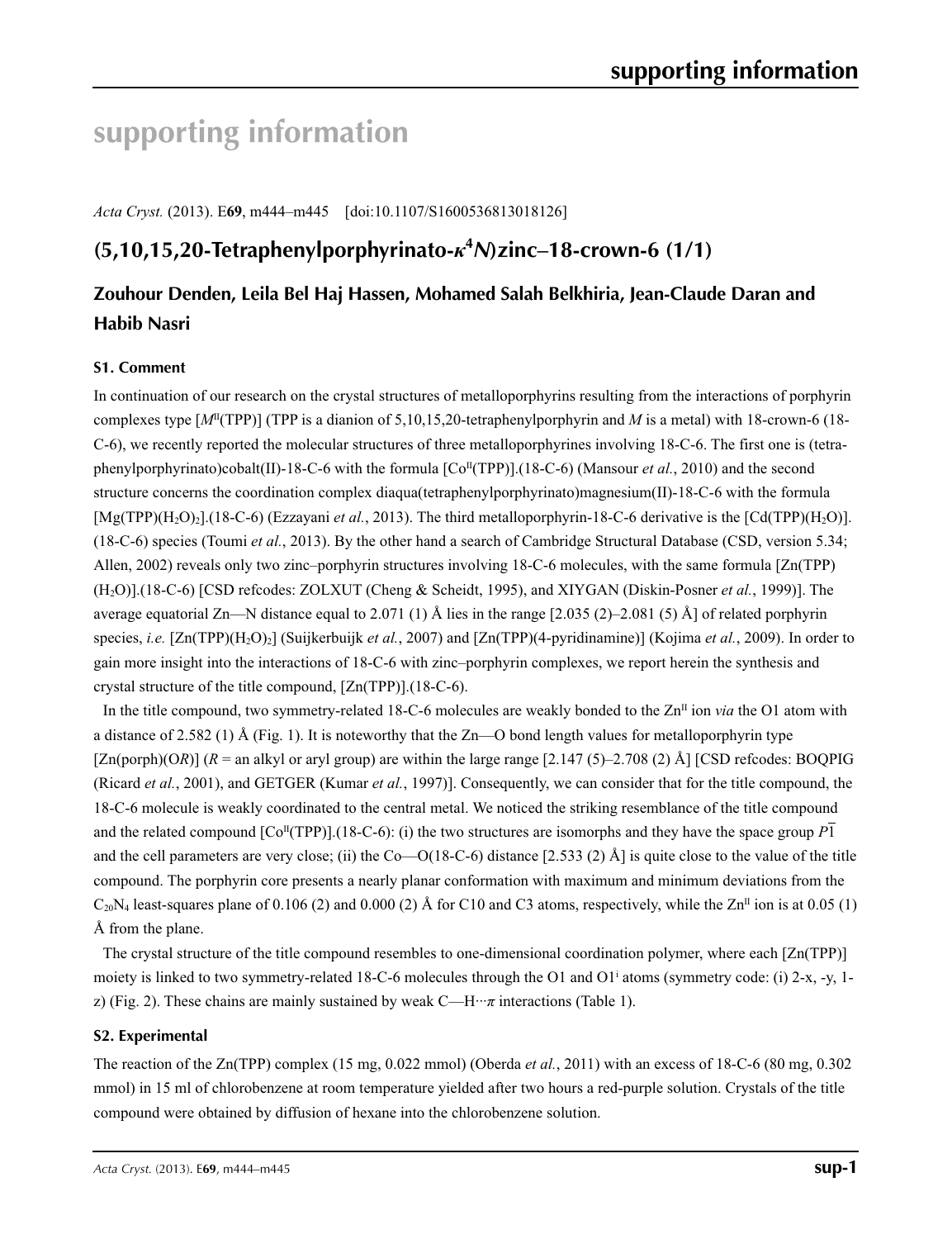# supporting information

*Acta Cryst.* (2013). E**69**, m444–m445 [doi:10.1107/S1600536813018126]

## (5,10,15,20-Tetraphenylporphyrinato-$\kappa^4N$)zinc–18-crown-6 (1/1)

### Zouhour Denden, Leila Bel Haj Hassen, Mohamed Salah Belkhiria, Jean-Claude Daran and Habib Nasri

#### S1. Comment

In continuation of our research on the crystal structures of metalloporphyrins resulting from the interactions of porphyrin complexes type [$M^{II}$(TPP)] (TPP is a dianion of 5,10,15,20-tetraphenylporphyrin and *M* is a metal) with 18-crown-6 (18-C-6), we recently reported the molecular structures of three metalloporphyrines involving 18-C-6. The first one is (tetraphenylporphyrinato)cobalt(II)-18-C-6 with the formula [$Co^{II}$(TPP)].(18-C-6) (Mansour *et al.*, 2010) and the second structure concerns the coordination complex diaqua(tetraphenylporphyrinato)magnesium(II)-18-C-6 with the formula [Mg(TPP)($H_2O$)$_2$].(18-C-6) (Ezzayani *et al.*, 2013). The third metalloporphyrin-18-C-6 derivative is the [Cd(TPP)($H_2O$)].(18-C-6) species (Toumi *et al.*, 2013). By the other hand a search of Cambridge Structural Database (CSD, version 5.34; Allen, 2002) reveals only two zinc–porphyrin structures involving 18-C-6 molecules, with the same formula [Zn(TPP)($H_2O$)].(18-C-6) [CSD refcodes: ZOLXUT (Cheng & Scheidt, 1995), and XIYGAN (Diskin-Posner *et al.*, 1999)]. The average equatorial Zn—N distance equal to 2.071 (1) Å lies in the range [2.035 (2)–2.081 (5) Å] of related porphyrin species, *i.e.* [Zn(TPP)($H_2O$)$_2$] (Suijkerbuijk *et al.*, 2007) and [Zn(TPP)(4-pyridinamine)] (Kojima *et al.*, 2009). In order to gain more insight into the interactions of 18-C-6 with zinc–porphyrin complexes, we report herein the synthesis and crystal structure of the title compound, [Zn(TPP)].(18-C-6).

In the title compound, two symmetry-related 18-C-6 molecules are weakly bonded to the $Zn^{II}$ ion *via* the O1 atom with a distance of 2.582 (1) Å (Fig. 1). It is noteworthy that the Zn—O bond length values for metalloporphyrin type [Zn(porph)(O*R*)] (*R* = an alkyl or aryl group) are within the large range [2.147 (5)–2.708 (2) Å] [CSD refcodes: BOQPIG (Ricard *et al.*, 2001), and GETGER (Kumar *et al.*, 1997)]. Consequently, we can consider that for the title compound, the 18-C-6 molecule is weakly coordinated to the central metal. We noticed the striking resemblance of the title compound and the related compound [$Co^{II}$(TPP)].(18-C-6): (i) the two structures are isomorphs and they have the space group $P\overline{1}$ and the cell parameters are very close; (ii) the Co—O(18-C-6) distance [2.533 (2) Å] is quite close to the value of the title compound. The porphyrin core presents a nearly planar conformation with maximum and minimum deviations from the $C_{20}N_4$ least-squares plane of 0.106 (2) and 0.000 (2) Å for C10 and C3 atoms, respectively, while the $Zn^{II}$ ion is at 0.05 (1) Å from the plane.

The crystal structure of the title compound resembles to one-dimensional coordination polymer, where each [Zn(TPP)] moiety is linked to two symmetry-related 18-C-6 molecules through the O1 and O1$^i$ atoms (symmetry code: (i) 2-x, -y, 1-z) (Fig. 2). These chains are mainly sustained by weak C—H···$\pi$ interactions (Table 1).

#### S2. Experimental

The reaction of the Zn(TPP) complex (15 mg, 0.022 mmol) (Oberda *et al.*, 2011) with an excess of 18-C-6 (80 mg, 0.302 mmol) in 15 ml of chlorobenzene at room temperature yielded after two hours a red-purple solution. Crystals of the title compound were obtained by diffusion of hexane into the chlorobenzene solution.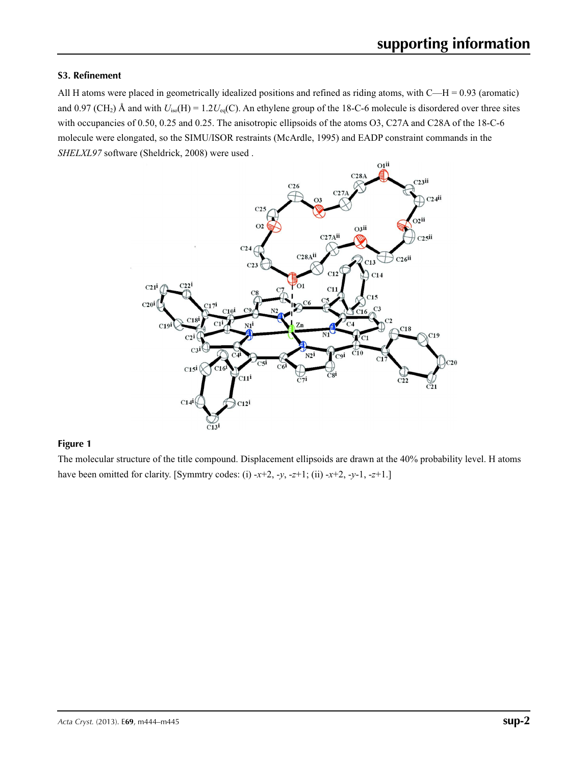### S3. Refinement

All H atoms were placed in geometrically idealized positions and refined as riding atoms, with C—H = 0.93 (aromatic) and 0.97 ($CH_2$) Å and with $U_{iso}$(H) = 1.2$U_{eq}$(C). An ethylene group of the 18-C-6 molecule is disordered over three sites with occupancies of 0.50, 0.25 and 0.25. The anisotropic ellipsoids of the atoms O3, C27A and C28A of the 18-C-6 molecule were elongated, so the SIMU/ISOR restraints (McArdle, 1995) and EADP constraint commands in the *SHELXL97* software (Sheldrick, 2008) were used .

**Figure 1**

The molecular structure of the title compound. Displacement ellipsoids are drawn at the 40% probability level. H atoms have been omitted for clarity. [Symmtry codes: (i) -*x*+2, -*y*, -*z*+1; (ii) -*x*+2, -*y*-1, -*z*+1.]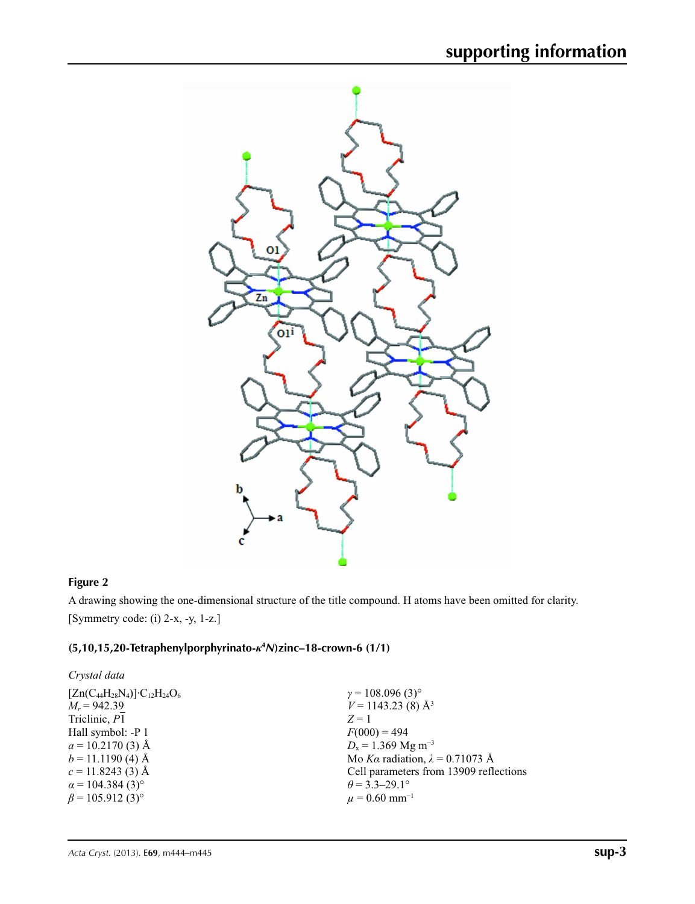**Figure 2**

A drawing showing the one-dimensional structure of the title compound. H atoms have been omitted for clarity. [Symmetry code: (i) 2-x, -y, 1-z.]

### (5,10,15,20-Tetraphenylporphyrinato-$\kappa^4N$)zinc–18-crown-6 (1/1)

*Crystal data*

$[Zn(C_{44}H_{28}N_4)]\cdot C_{12}H_{24}O_6$
$M_r = 942.39$
Triclinic, $P\overline{1}$
Hall symbol: -P 1
$a = 10.2170$ (3) Å
$b = 11.1190$ (4) Å
$c = 11.8243$ (3) Å
$\alpha = 104.384$ (3)°
$\beta = 105.912$ (3)°
$\gamma = 108.096$ (3)°
$V = 1143.23$ (8) Å$^3$
$Z = 1$
$F(000) = 494$
$D_x = 1.369$ Mg m$^{-3}$
Mo $K\alpha$ radiation, $\lambda = 0.71073$ Å
Cell parameters from 13909 reflections
$\theta = 3.3$–29.1°
$\mu = 0.60$ mm$^{-1}$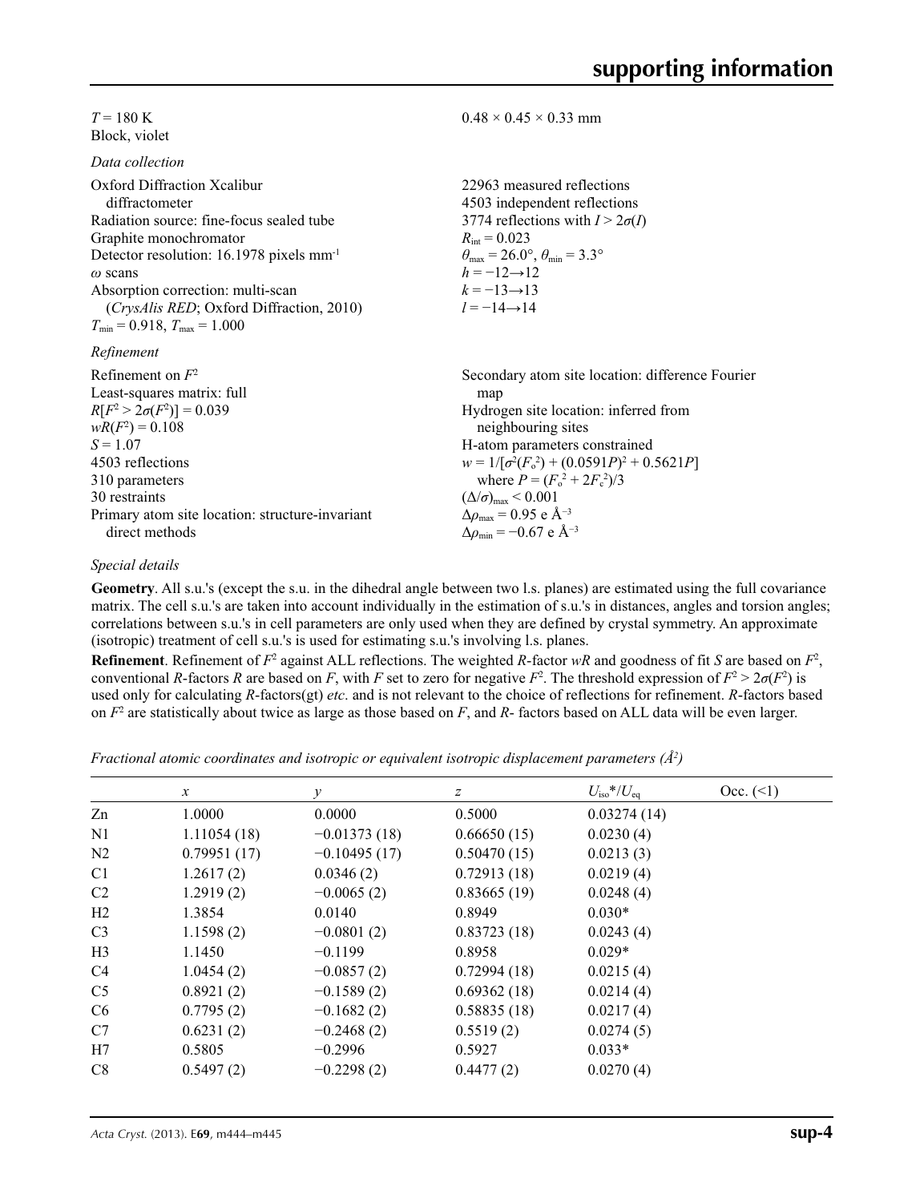$T = 180$ K
Block, violet

$0.48 \times 0.45 \times 0.33$ mm

*Data collection*

Oxford Diffraction Xcalibur diffractometer
Radiation source: fine-focus sealed tube
Graphite monochromator
Detector resolution: 16.1978 pixels mm$^{-1}$
ω scans
Absorption correction: multi-scan (*CrysAlis RED*; Oxford Diffraction, 2010)
$T_{min} = 0.918$, $T_{max} = 1.000$

22963 measured reflections
4503 independent reflections
3774 reflections with $I > 2\sigma(I)$
$R_{int} = 0.023$
$\theta_{max} = 26.0°$, $\theta_{min} = 3.3°$
$h = -12 \rightarrow 12$
$k = -13 \rightarrow 13$
$l = -14 \rightarrow 14$

*Refinement*

Refinement on $F^2$
Least-squares matrix: full
$R[F^2 > 2\sigma(F^2)] = 0.039$
$wR(F^2) = 0.108$
$S = 1.07$
4503 reflections
310 parameters
30 restraints
Primary atom site location: structure-invariant direct methods

Secondary atom site location: difference Fourier map
Hydrogen site location: inferred from neighbouring sites
H-atom parameters constrained
$w = 1/[\sigma^2(F_o^2) + (0.0591P)^2 + 0.5621P]$ where $P = (F_o^2 + 2F_c^2)/3$
$(\Delta/\sigma)_{max} < 0.001$
$\Delta\rho_{max} = 0.95$ e Å$^{-3}$
$\Delta\rho_{min} = -0.67$ e Å$^{-3}$

*Special details*

**Geometry**. All s.u.'s (except the s.u. in the dihedral angle between two l.s. planes) are estimated using the full covariance matrix. The cell s.u.'s are taken into account individually in the estimation of s.u.'s in distances, angles and torsion angles; correlations between s.u.'s in cell parameters are only used when they are defined by crystal symmetry. An approximate (isotropic) treatment of cell s.u.'s is used for estimating s.u.'s involving l.s. planes.

**Refinement**. Refinement of $F^2$ against ALL reflections. The weighted *R*-factor *wR* and goodness of fit *S* are based on $F^2$, conventional *R*-factors *R* are based on *F*, with *F* set to zero for negative $F^2$. The threshold expression of $F^2 > 2\sigma(F^2)$ is used only for calculating *R*-factors(gt) *etc*. and is not relevant to the choice of reflections for refinement. *R*-factors based on $F^2$ are statistically about twice as large as those based on *F*, and *R*- factors based on ALL data will be even larger.

*Fractional atomic coordinates and isotropic or equivalent isotropic displacement parameters (Å$^2$)*

| | *x* | *y* | *z* | $U_{iso}$*/$U_{eq}$ | Occ. (<1) |
|---|---|---|---|---|---|
| Zn | 1.0000 | 0.0000 | 0.5000 | 0.03274 (14) | |
| N1 | 1.11054 (18) | −0.01373 (18) | 0.66650 (15) | 0.0230 (4) | |
| N2 | 0.79951 (17) | −0.10495 (17) | 0.50470 (15) | 0.0213 (3) | |
| C1 | 1.2617 (2) | 0.0346 (2) | 0.72913 (18) | 0.0219 (4) | |
| C2 | 1.2919 (2) | −0.0065 (2) | 0.83665 (19) | 0.0248 (4) | |
| H2 | 1.3854 | 0.0140 | 0.8949 | 0.030* | |
| C3 | 1.1598 (2) | −0.0801 (2) | 0.83723 (18) | 0.0243 (4) | |
| H3 | 1.1450 | −0.1199 | 0.8958 | 0.029* | |
| C4 | 1.0454 (2) | −0.0857 (2) | 0.72994 (18) | 0.0215 (4) | |
| C5 | 0.8921 (2) | −0.1589 (2) | 0.69362 (18) | 0.0214 (4) | |
| C6 | 0.7795 (2) | −0.1682 (2) | 0.58835 (18) | 0.0217 (4) | |
| C7 | 0.6231 (2) | −0.2468 (2) | 0.5519 (2) | 0.0274 (5) | |
| H7 | 0.5805 | −0.2996 | 0.5927 | 0.033* | |
| C8 | 0.5497 (2) | −0.2298 (2) | 0.4477 (2) | 0.0270 (4) | |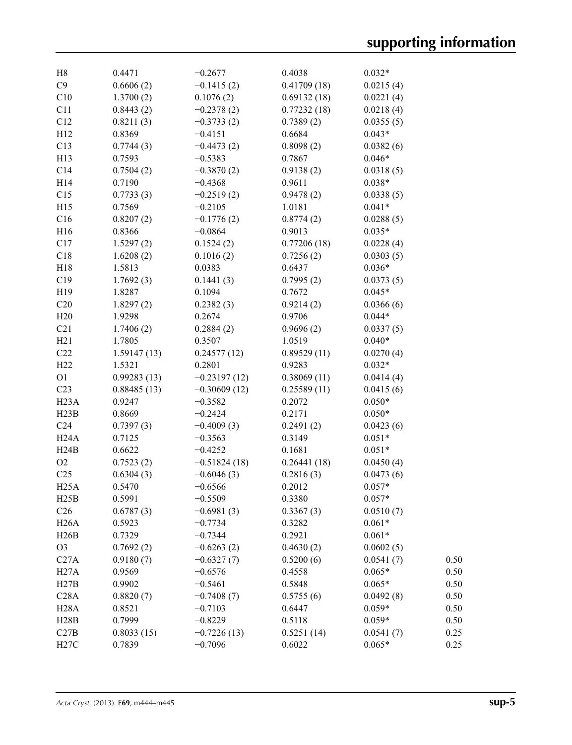| | | | | | |
|---|---|---|---|---|---|
| H8 | 0.4471 | −0.2677 | 0.4038 | 0.032* | |
| C9 | 0.6606 (2) | −0.1415 (2) | 0.41709 (18) | 0.0215 (4) | |
| C10 | 1.3700 (2) | 0.1076 (2) | 0.69132 (18) | 0.0221 (4) | |
| C11 | 0.8443 (2) | −0.2378 (2) | 0.77232 (18) | 0.0218 (4) | |
| C12 | 0.8211 (3) | −0.3733 (2) | 0.7389 (2) | 0.0355 (5) | |
| H12 | 0.8369 | −0.4151 | 0.6684 | 0.043* | |
| C13 | 0.7744 (3) | −0.4473 (2) | 0.8098 (2) | 0.0382 (6) | |
| H13 | 0.7593 | −0.5383 | 0.7867 | 0.046* | |
| C14 | 0.7504 (2) | −0.3870 (2) | 0.9138 (2) | 0.0318 (5) | |
| H14 | 0.7190 | −0.4368 | 0.9611 | 0.038* | |
| C15 | 0.7733 (3) | −0.2519 (2) | 0.9478 (2) | 0.0338 (5) | |
| H15 | 0.7569 | −0.2105 | 1.0181 | 0.041* | |
| C16 | 0.8207 (2) | −0.1776 (2) | 0.8774 (2) | 0.0288 (5) | |
| H16 | 0.8366 | −0.0864 | 0.9013 | 0.035* | |
| C17 | 1.5297 (2) | 0.1524 (2) | 0.77206 (18) | 0.0228 (4) | |
| C18 | 1.6208 (2) | 0.1016 (2) | 0.7256 (2) | 0.0303 (5) | |
| H18 | 1.5813 | 0.0383 | 0.6437 | 0.036* | |
| C19 | 1.7692 (3) | 0.1441 (3) | 0.7995 (2) | 0.0373 (5) | |
| H19 | 1.8287 | 0.1094 | 0.7672 | 0.045* | |
| C20 | 1.8297 (2) | 0.2382 (3) | 0.9214 (2) | 0.0366 (6) | |
| H20 | 1.9298 | 0.2674 | 0.9706 | 0.044* | |
| C21 | 1.7406 (2) | 0.2884 (2) | 0.9696 (2) | 0.0337 (5) | |
| H21 | 1.7805 | 0.3507 | 1.0519 | 0.040* | |
| C22 | 1.59147 (13) | 0.24577 (12) | 0.89529 (11) | 0.0270 (4) | |
| H22 | 1.5321 | 0.2801 | 0.9283 | 0.032* | |
| O1 | 0.99283 (13) | −0.23197 (12) | 0.38069 (11) | 0.0414 (4) | |
| C23 | 0.88485 (13) | −0.30609 (12) | 0.25589 (11) | 0.0415 (6) | |
| H23A | 0.9247 | −0.3582 | 0.2072 | 0.050* | |
| H23B | 0.8669 | −0.2424 | 0.2171 | 0.050* | |
| C24 | 0.7397 (3) | −0.4009 (3) | 0.2491 (2) | 0.0423 (6) | |
| H24A | 0.7125 | −0.3563 | 0.3149 | 0.051* | |
| H24B | 0.6622 | −0.4252 | 0.1681 | 0.051* | |
| O2 | 0.7523 (2) | −0.51824 (18) | 0.26441 (18) | 0.0450 (4) | |
| C25 | 0.6304 (3) | −0.6046 (3) | 0.2816 (3) | 0.0473 (6) | |
| H25A | 0.5470 | −0.6566 | 0.2012 | 0.057* | |
| H25B | 0.5991 | −0.5509 | 0.3380 | 0.057* | |
| C26 | 0.6787 (3) | −0.6981 (3) | 0.3367 (3) | 0.0510 (7) | |
| H26A | 0.5923 | −0.7734 | 0.3282 | 0.061* | |
| H26B | 0.7329 | −0.7344 | 0.2921 | 0.061* | |
| O3 | 0.7692 (2) | −0.6263 (2) | 0.4630 (2) | 0.0602 (5) | |
| C27A | 0.9180 (7) | −0.6327 (7) | 0.5200 (6) | 0.0541 (7) | 0.50 |
| H27A | 0.9569 | −0.6576 | 0.4558 | 0.065* | 0.50 |
| H27B | 0.9902 | −0.5461 | 0.5848 | 0.065* | 0.50 |
| C28A | 0.8820 (7) | −0.7408 (7) | 0.5755 (6) | 0.0492 (8) | 0.50 |
| H28A | 0.8521 | −0.7103 | 0.6447 | 0.059* | 0.50 |
| H28B | 0.7999 | −0.8229 | 0.5118 | 0.059* | 0.50 |
| C27B | 0.8033 (15) | −0.7226 (13) | 0.5251 (14) | 0.0541 (7) | 0.25 |
| H27C | 0.7839 | −0.7096 | 0.6022 | 0.065* | 0.25 |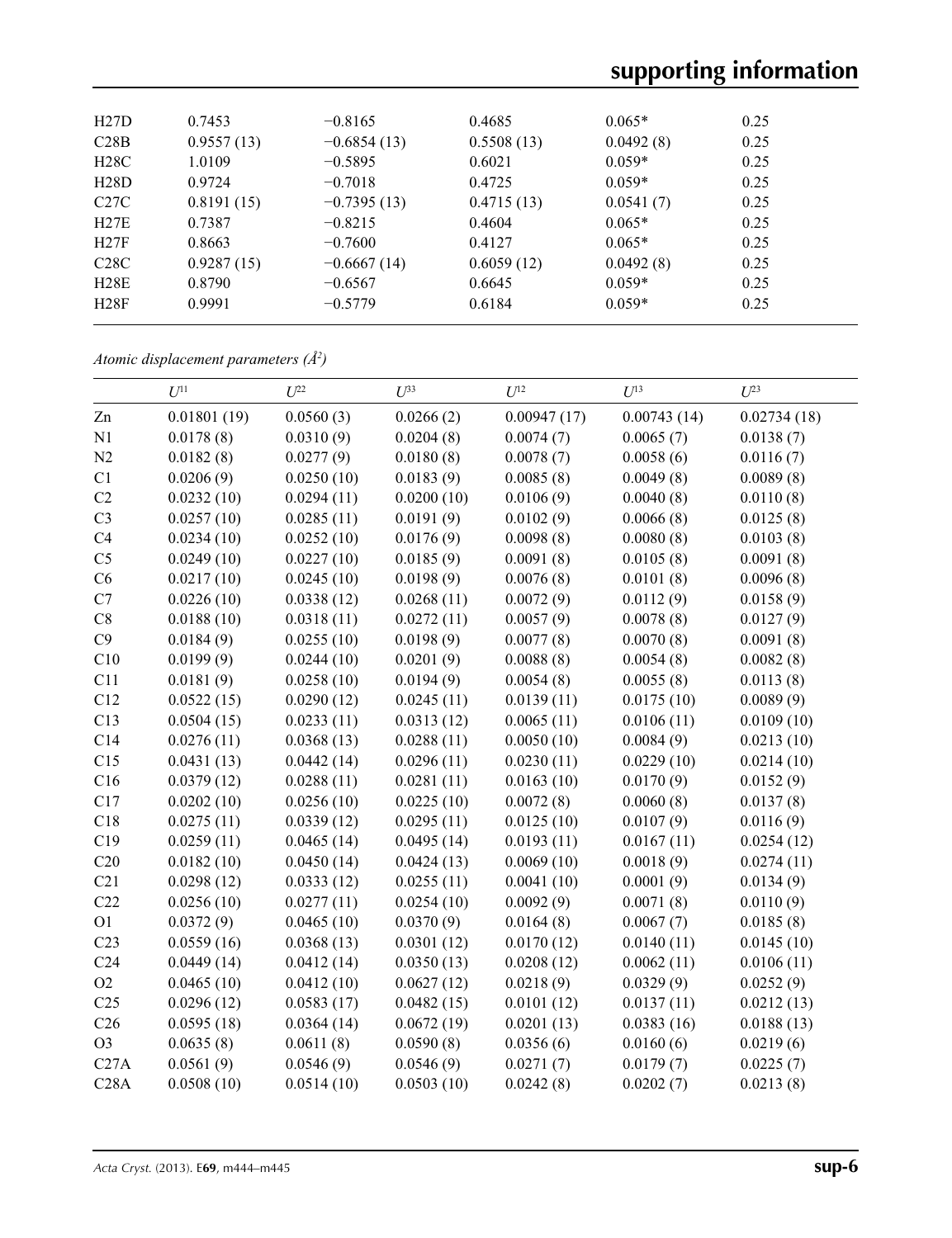| | | | | | |
|---|---|---|---|---|---|
| H27D | 0.7453 | −0.8165 | 0.4685 | 0.065* | 0.25 |
| C28B | 0.9557 (13) | −0.6854 (13) | 0.5508 (13) | 0.0492 (8) | 0.25 |
| H28C | 1.0109 | −0.5895 | 0.6021 | 0.059* | 0.25 |
| H28D | 0.9724 | −0.7018 | 0.4725 | 0.059* | 0.25 |
| C27C | 0.8191 (15) | −0.7395 (13) | 0.4715 (13) | 0.0541 (7) | 0.25 |
| H27E | 0.7387 | −0.8215 | 0.4604 | 0.065* | 0.25 |
| H27F | 0.8663 | −0.7600 | 0.4127 | 0.065* | 0.25 |
| C28C | 0.9287 (15) | −0.6667 (14) | 0.6059 (12) | 0.0492 (8) | 0.25 |
| H28E | 0.8790 | −0.6567 | 0.6645 | 0.059* | 0.25 |
| H28F | 0.9991 | −0.5779 | 0.6184 | 0.059* | 0.25 |

*Atomic displacement parameters (Å²)*

| | $U^{11}$ | $U^{22}$ | $U^{33}$ | $U^{12}$ | $U^{13}$ | $U^{23}$ |
|---|---|---|---|---|---|---|
| Zn | 0.01801 (19) | 0.0560 (3) | 0.0266 (2) | 0.00947 (17) | 0.00743 (14) | 0.02734 (18) |
| N1 | 0.0178 (8) | 0.0310 (9) | 0.0204 (8) | 0.0074 (7) | 0.0065 (7) | 0.0138 (7) |
| N2 | 0.0182 (8) | 0.0277 (9) | 0.0180 (8) | 0.0078 (7) | 0.0058 (6) | 0.0116 (7) |
| C1 | 0.0206 (9) | 0.0250 (10) | 0.0183 (9) | 0.0085 (8) | 0.0049 (8) | 0.0089 (8) |
| C2 | 0.0232 (10) | 0.0294 (11) | 0.0200 (10) | 0.0106 (9) | 0.0040 (8) | 0.0110 (8) |
| C3 | 0.0257 (10) | 0.0285 (11) | 0.0191 (9) | 0.0102 (9) | 0.0066 (8) | 0.0125 (8) |
| C4 | 0.0234 (10) | 0.0252 (10) | 0.0176 (9) | 0.0098 (8) | 0.0080 (8) | 0.0103 (8) |
| C5 | 0.0249 (10) | 0.0227 (10) | 0.0185 (9) | 0.0091 (8) | 0.0105 (8) | 0.0091 (8) |
| C6 | 0.0217 (10) | 0.0245 (10) | 0.0198 (9) | 0.0076 (8) | 0.0101 (8) | 0.0096 (8) |
| C7 | 0.0226 (10) | 0.0338 (12) | 0.0268 (11) | 0.0072 (9) | 0.0112 (9) | 0.0158 (9) |
| C8 | 0.0188 (10) | 0.0318 (11) | 0.0272 (11) | 0.0057 (9) | 0.0078 (8) | 0.0127 (9) |
| C9 | 0.0184 (9) | 0.0255 (10) | 0.0198 (9) | 0.0077 (8) | 0.0070 (8) | 0.0091 (8) |
| C10 | 0.0199 (9) | 0.0244 (10) | 0.0201 (9) | 0.0088 (8) | 0.0054 (8) | 0.0082 (8) |
| C11 | 0.0181 (9) | 0.0258 (10) | 0.0194 (9) | 0.0054 (8) | 0.0055 (8) | 0.0113 (8) |
| C12 | 0.0522 (15) | 0.0290 (12) | 0.0245 (11) | 0.0139 (11) | 0.0175 (10) | 0.0089 (9) |
| C13 | 0.0504 (15) | 0.0233 (11) | 0.0313 (12) | 0.0065 (11) | 0.0106 (11) | 0.0109 (10) |
| C14 | 0.0276 (11) | 0.0368 (13) | 0.0288 (11) | 0.0050 (10) | 0.0084 (9) | 0.0213 (10) |
| C15 | 0.0431 (13) | 0.0442 (14) | 0.0296 (11) | 0.0230 (11) | 0.0229 (10) | 0.0214 (10) |
| C16 | 0.0379 (12) | 0.0288 (11) | 0.0281 (11) | 0.0163 (10) | 0.0170 (9) | 0.0152 (9) |
| C17 | 0.0202 (10) | 0.0256 (10) | 0.0225 (10) | 0.0072 (8) | 0.0060 (8) | 0.0137 (8) |
| C18 | 0.0275 (11) | 0.0339 (12) | 0.0295 (11) | 0.0125 (10) | 0.0107 (9) | 0.0116 (9) |
| C19 | 0.0259 (11) | 0.0465 (14) | 0.0495 (14) | 0.0193 (11) | 0.0167 (11) | 0.0254 (12) |
| C20 | 0.0182 (10) | 0.0450 (14) | 0.0424 (13) | 0.0069 (10) | 0.0018 (9) | 0.0274 (11) |
| C21 | 0.0298 (12) | 0.0333 (12) | 0.0255 (11) | 0.0041 (10) | 0.0001 (9) | 0.0134 (9) |
| C22 | 0.0256 (10) | 0.0277 (11) | 0.0254 (10) | 0.0092 (9) | 0.0071 (8) | 0.0110 (9) |
| O1 | 0.0372 (9) | 0.0465 (10) | 0.0370 (9) | 0.0164 (8) | 0.0067 (7) | 0.0185 (8) |
| C23 | 0.0559 (16) | 0.0368 (13) | 0.0301 (12) | 0.0170 (12) | 0.0140 (11) | 0.0145 (10) |
| C24 | 0.0449 (14) | 0.0412 (14) | 0.0350 (13) | 0.0208 (12) | 0.0062 (11) | 0.0106 (11) |
| O2 | 0.0465 (10) | 0.0412 (10) | 0.0627 (12) | 0.0218 (9) | 0.0329 (9) | 0.0252 (9) |
| C25 | 0.0296 (12) | 0.0583 (17) | 0.0482 (15) | 0.0101 (12) | 0.0137 (11) | 0.0212 (13) |
| C26 | 0.0595 (18) | 0.0364 (14) | 0.0672 (19) | 0.0201 (13) | 0.0383 (16) | 0.0188 (13) |
| O3 | 0.0635 (8) | 0.0611 (8) | 0.0590 (8) | 0.0356 (6) | 0.0160 (6) | 0.0219 (6) |
| C27A | 0.0561 (9) | 0.0546 (9) | 0.0546 (9) | 0.0271 (7) | 0.0179 (7) | 0.0225 (7) |
| C28A | 0.0508 (10) | 0.0514 (10) | 0.0503 (10) | 0.0242 (8) | 0.0202 (7) | 0.0213 (8) |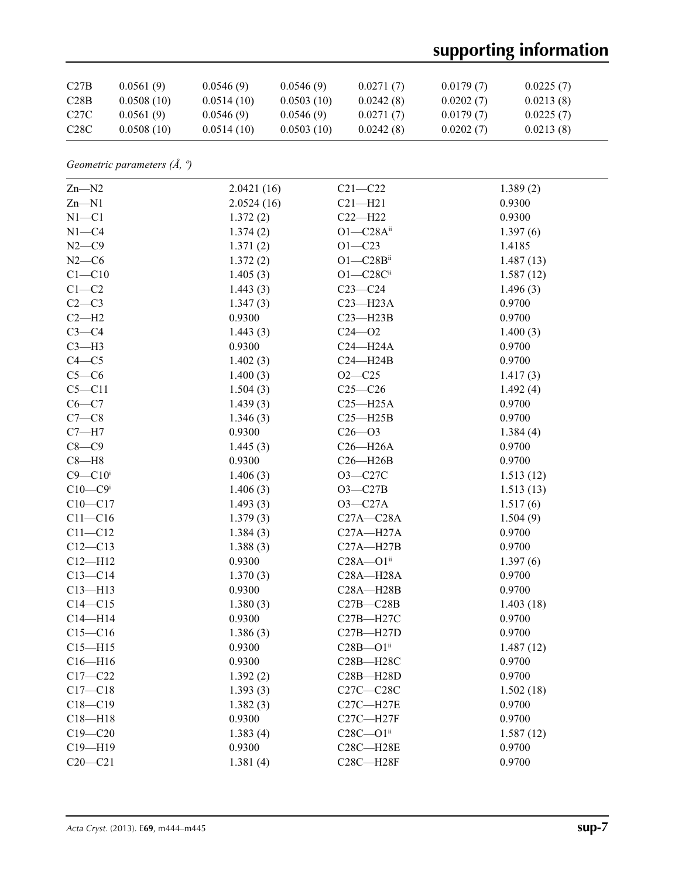| C27B | 0.0561 (9) | 0.0546 (9) | 0.0546 (9) | 0.0271 (7) | 0.0179 (7) | 0.0225 (7) |
|---|---|---|---|---|---|---|
| C28B | 0.0508 (10) | 0.0514 (10) | 0.0503 (10) | 0.0242 (8) | 0.0202 (7) | 0.0213 (8) |
| C27C | 0.0561 (9) | 0.0546 (9) | 0.0546 (9) | 0.0271 (7) | 0.0179 (7) | 0.0225 (7) |
| C28C | 0.0508 (10) | 0.0514 (10) | 0.0503 (10) | 0.0242 (8) | 0.0202 (7) | 0.0213 (8) |

*Geometric parameters (Å, º)*

| | | | |
|---|---|---|---|
| Zn—N2 | 2.0421 (16) | C21—C22 | 1.389 (2) |
| Zn—N1 | 2.0524 (16) | C21—H21 | 0.9300 |
| N1—C1 | 1.372 (2) | C22—H22 | 0.9300 |
| N1—C4 | 1.374 (2) | O1—C28A[ii] | 1.397 (6) |
| N2—C9 | 1.371 (2) | O1—C23 | 1.4185 |
| N2—C6 | 1.372 (2) | O1—C28B[ii] | 1.487 (13) |
| C1—C10 | 1.405 (3) | O1—C28C[ii] | 1.587 (12) |
| C1—C2 | 1.443 (3) | C23—C24 | 1.496 (3) |
| C2—C3 | 1.347 (3) | C23—H23A | 0.9700 |
| C2—H2 | 0.9300 | C23—H23B | 0.9700 |
| C3—C4 | 1.443 (3) | C24—O2 | 1.400 (3) |
| C3—H3 | 0.9300 | C24—H24A | 0.9700 |
| C4—C5 | 1.402 (3) | C24—H24B | 0.9700 |
| C5—C6 | 1.400 (3) | O2—C25 | 1.417 (3) |
| C5—C11 | 1.504 (3) | C25—C26 | 1.492 (4) |
| C6—C7 | 1.439 (3) | C25—H25A | 0.9700 |
| C7—C8 | 1.346 (3) | C25—H25B | 0.9700 |
| C7—H7 | 0.9300 | C26—O3 | 1.384 (4) |
| C8—C9 | 1.445 (3) | C26—H26A | 0.9700 |
| C8—H8 | 0.9300 | C26—H26B | 0.9700 |
| C9—C10[i] | 1.406 (3) | O3—C27C | 1.513 (12) |
| C10—C9[i] | 1.406 (3) | O3—C27B | 1.513 (13) |
| C10—C17 | 1.493 (3) | O3—C27A | 1.517 (6) |
| C11—C16 | 1.379 (3) | C27A—C28A | 1.504 (9) |
| C11—C12 | 1.384 (3) | C27A—H27A | 0.9700 |
| C12—C13 | 1.388 (3) | C27A—H27B | 0.9700 |
| C12—H12 | 0.9300 | C28A—O1[ii] | 1.397 (6) |
| C13—C14 | 1.370 (3) | C28A—H28A | 0.9700 |
| C13—H13 | 0.9300 | C28A—H28B | 0.9700 |
| C14—C15 | 1.380 (3) | C27B—C28B | 1.403 (18) |
| C14—H14 | 0.9300 | C27B—H27C | 0.9700 |
| C15—C16 | 1.386 (3) | C27B—H27D | 0.9700 |
| C15—H15 | 0.9300 | C28B—O1[ii] | 1.487 (12) |
| C16—H16 | 0.9300 | C28B—H28C | 0.9700 |
| C17—C22 | 1.392 (2) | C28B—H28D | 0.9700 |
| C17—C18 | 1.393 (3) | C27C—C28C | 1.502 (18) |
| C18—C19 | 1.382 (3) | C27C—H27E | 0.9700 |
| C18—H18 | 0.9300 | C27C—H27F | 0.9700 |
| C19—C20 | 1.383 (4) | C28C—O1[ii] | 1.587 (12) |
| C19—H19 | 0.9300 | C28C—H28E | 0.9700 |
| C20—C21 | 1.381 (4) | C28C—H28F | 0.9700 |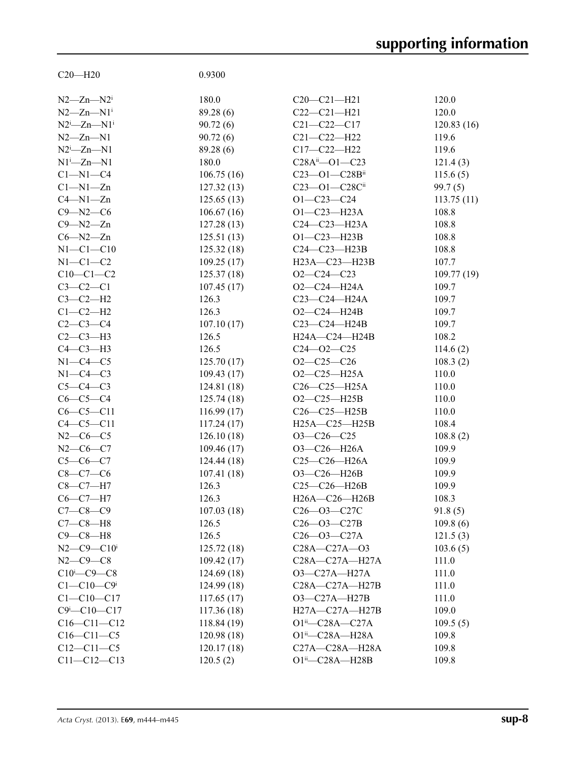| | | | |
|---|---|---|---|
| C20—H20 | 0.9300 | | |
| | | | |
| N2—Zn—N2$^{i}$ | 180.0 | C20—C21—H21 | 120.0 |
| N2—Zn—N1$^{i}$ | 89.28 (6) | C22—C21—H21 | 120.0 |
| N2$^{i}$—Zn—N1$^{i}$ | 90.72 (6) | C21—C22—C17 | 120.83 (16) |
| N2—Zn—N1 | 90.72 (6) | C21—C22—H22 | 119.6 |
| N2$^{i}$—Zn—N1 | 89.28 (6) | C17—C22—H22 | 119.6 |
| N1$^{i}$—Zn—N1 | 180.0 | C28A$^{ii}$—O1—C23 | 121.4 (3) |
| C1—N1—C4 | 106.75 (16) | C23—O1—C28B$^{ii}$ | 115.6 (5) |
| C1—N1—Zn | 127.32 (13) | C23—O1—C28C$^{ii}$ | 99.7 (5) |
| C4—N1—Zn | 125.65 (13) | O1—C23—C24 | 113.75 (11) |
| C9—N2—C6 | 106.67 (16) | O1—C23—H23A | 108.8 |
| C9—N2—Zn | 127.28 (13) | C24—C23—H23A | 108.8 |
| C6—N2—Zn | 125.51 (13) | O1—C23—H23B | 108.8 |
| N1—C1—C10 | 125.32 (18) | C24—C23—H23B | 108.8 |
| N1—C1—C2 | 109.25 (17) | H23A—C23—H23B | 107.7 |
| C10—C1—C2 | 125.37 (18) | O2—C24—C23 | 109.77 (19) |
| C3—C2—C1 | 107.45 (17) | O2—C24—H24A | 109.7 |
| C3—C2—H2 | 126.3 | C23—C24—H24A | 109.7 |
| C1—C2—H2 | 126.3 | O2—C24—H24B | 109.7 |
| C2—C3—C4 | 107.10 (17) | C23—C24—H24B | 109.7 |
| C2—C3—H3 | 126.5 | H24A—C24—H24B | 108.2 |
| C4—C3—H3 | 126.5 | C24—O2—C25 | 114.6 (2) |
| N1—C4—C5 | 125.70 (17) | O2—C25—C26 | 108.3 (2) |
| N1—C4—C3 | 109.43 (17) | O2—C25—H25A | 110.0 |
| C5—C4—C3 | 124.81 (18) | C26—C25—H25A | 110.0 |
| C6—C5—C4 | 125.74 (18) | O2—C25—H25B | 110.0 |
| C6—C5—C11 | 116.99 (17) | C26—C25—H25B | 110.0 |
| C4—C5—C11 | 117.24 (17) | H25A—C25—H25B | 108.4 |
| N2—C6—C5 | 126.10 (18) | O3—C26—C25 | 108.8 (2) |
| N2—C6—C7 | 109.46 (17) | O3—C26—H26A | 109.9 |
| C5—C6—C7 | 124.44 (18) | C25—C26—H26A | 109.9 |
| C8—C7—C6 | 107.41 (18) | O3—C26—H26B | 109.9 |
| C8—C7—H7 | 126.3 | C25—C26—H26B | 109.9 |
| C6—C7—H7 | 126.3 | H26A—C26—H26B | 108.3 |
| C7—C8—C9 | 107.03 (18) | C26—O3—C27C | 91.8 (5) |
| C7—C8—H8 | 126.5 | C26—O3—C27B | 109.8 (6) |
| C9—C8—H8 | 126.5 | C26—O3—C27A | 121.5 (3) |
| N2—C9—C10$^{i}$ | 125.72 (18) | C28A—C27A—O3 | 103.6 (5) |
| N2—C9—C8 | 109.42 (17) | C28A—C27A—H27A | 111.0 |
| C10$^{i}$—C9—C8 | 124.69 (18) | O3—C27A—H27A | 111.0 |
| C1—C10—C9$^{i}$ | 124.99 (18) | C28A—C27A—H27B | 111.0 |
| C1—C10—C17 | 117.65 (17) | O3—C27A—H27B | 111.0 |
| C9$^{i}$—C10—C17 | 117.36 (18) | H27A—C27A—H27B | 109.0 |
| C16—C11—C12 | 118.84 (19) | O1$^{ii}$—C28A—C27A | 109.5 (5) |
| C16—C11—C5 | 120.98 (18) | O1$^{ii}$—C28A—H28A | 109.8 |
| C12—C11—C5 | 120.17 (18) | C27A—C28A—H28A | 109.8 |
| C11—C12—C13 | 120.5 (2) | O1$^{ii}$—C28A—H28B | 109.8 |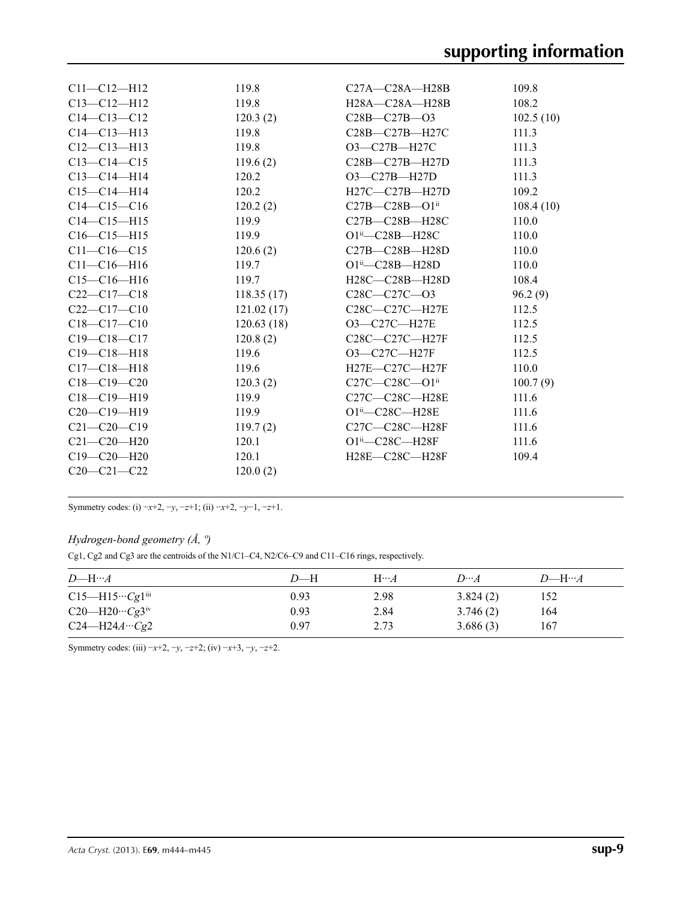| | | | |
|---|---|---|---|
| C11—C12—H12 | 119.8 | C27A—C28A—H28B | 109.8 |
| C13—C12—H12 | 119.8 | H28A—C28A—H28B | 108.2 |
| C14—C13—C12 | 120.3 (2) | C28B—C27B—O3 | 102.5 (10) |
| C14—C13—H13 | 119.8 | C28B—C27B—H27C | 111.3 |
| C12—C13—H13 | 119.8 | O3—C27B—H27C | 111.3 |
| C13—C14—C15 | 119.6 (2) | C28B—C27B—H27D | 111.3 |
| C13—C14—H14 | 120.2 | O3—C27B—H27D | 111.3 |
| C15—C14—H14 | 120.2 | H27C—C27B—H27D | 109.2 |
| C14—C15—C16 | 120.2 (2) | C27B—C28B—O1$^{ii}$ | 108.4 (10) |
| C14—C15—H15 | 119.9 | C27B—C28B—H28C | 110.0 |
| C16—C15—H15 | 119.9 | O1$^{ii}$—C28B—H28C | 110.0 |
| C11—C16—C15 | 120.6 (2) | C27B—C28B—H28D | 110.0 |
| C11—C16—H16 | 119.7 | O1$^{ii}$—C28B—H28D | 110.0 |
| C15—C16—H16 | 119.7 | H28C—C28B—H28D | 108.4 |
| C22—C17—C18 | 118.35 (17) | C28C—C27C—O3 | 96.2 (9) |
| C22—C17—C10 | 121.02 (17) | C28C—C27C—H27E | 112.5 |
| C18—C17—C10 | 120.63 (18) | O3—C27C—H27E | 112.5 |
| C19—C18—C17 | 120.8 (2) | C28C—C27C—H27F | 112.5 |
| C19—C18—H18 | 119.6 | O3—C27C—H27F | 112.5 |
| C17—C18—H18 | 119.6 | H27E—C27C—H27F | 110.0 |
| C18—C19—C20 | 120.3 (2) | C27C—C28C—O1$^{ii}$ | 100.7 (9) |
| C18—C19—H19 | 119.9 | C27C—C28C—H28E | 111.6 |
| C20—C19—H19 | 119.9 | O1$^{ii}$—C28C—H28E | 111.6 |
| C21—C20—C19 | 119.7 (2) | C27C—C28C—H28F | 111.6 |
| C21—C20—H20 | 120.1 | O1$^{ii}$—C28C—H28F | 111.6 |
| C19—C20—H20 | 120.1 | H28E—C28C—H28F | 109.4 |
| C20—C21—C22 | 120.0 (2) | | |

Symmetry codes: (i) $-x+2, -y, -z+1$; (ii) $-x+2, -y-1, -z+1$.

### *Hydrogen-bond geometry (Å, º)*

Cg1, Cg2 and Cg3 are the centroids of the N1/C1–C4, N2/C6–C9 and C11–C16 rings, respectively.

| *D*—H···*A* | *D*—H | H···*A* | *D*···*A* | *D*—H···*A* |
|---|---|---|---|---|
| C15—H15···*Cg*1$^{iii}$ | 0.93 | 2.98 | 3.824 (2) | 152 |
| C20—H20···*Cg*3$^{iv}$ | 0.93 | 2.84 | 3.746 (2) | 164 |
| C24—H24*A*···*Cg*2 | 0.97 | 2.73 | 3.686 (3) | 167 |

Symmetry codes: (iii) $-x+2, -y, -z+2$; (iv) $-x+3, -y, -z+2$.